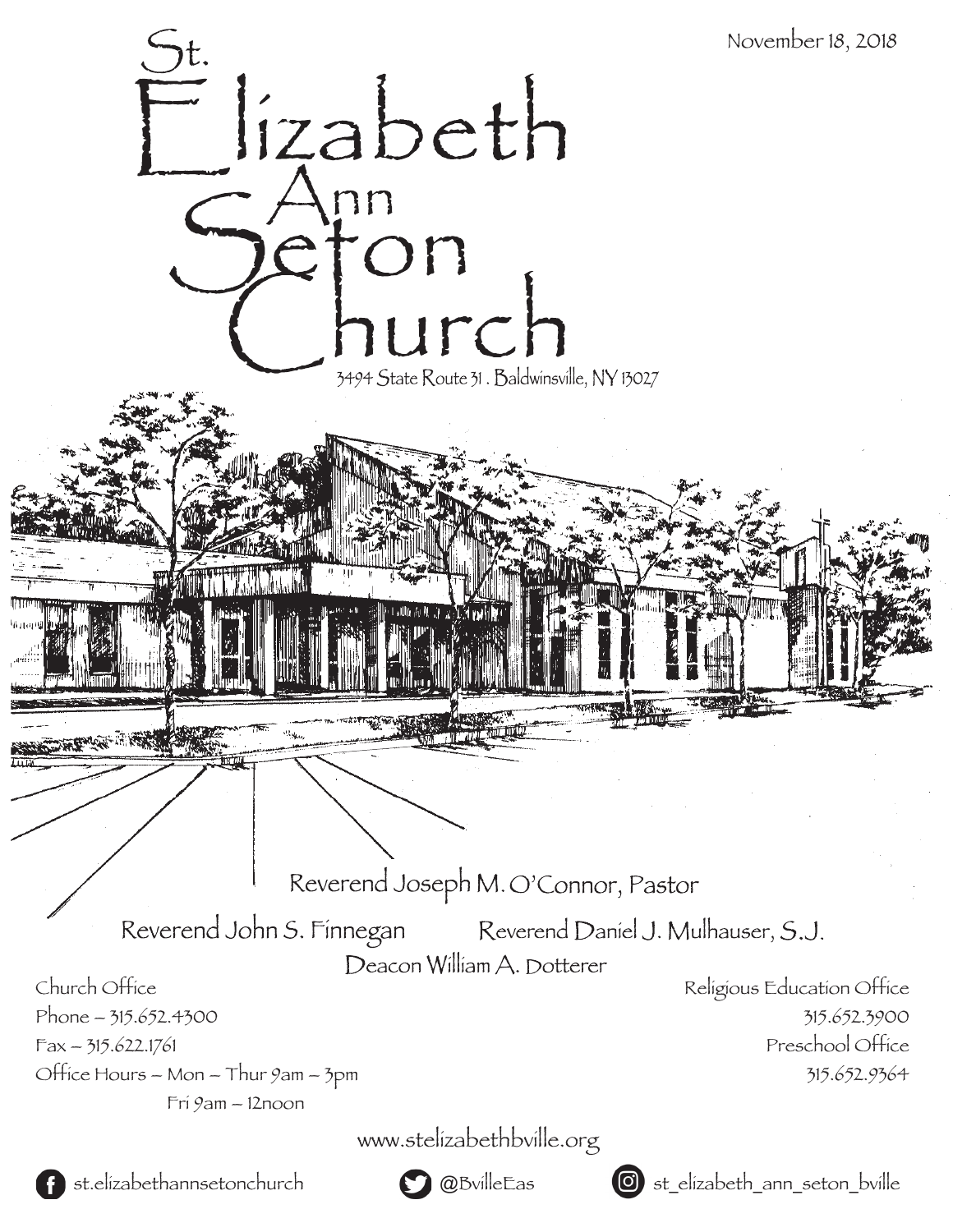November 18, 2018

# St. Elizabeth Ann Seton Church

3494 State Route 31 . Baldwinsville, NY 13027

Reverend Joseph M. O'Connor, Pastor

Reverend John S. Finnegan

Reverend Daniel J. Mulhauser, S.J.

Deacon William A. Dotterer

Church Office
Phone – 315.652.4300
Fax – 315.622.1761
Office Hours – Mon – Thur 9am – 3pm
Fri 9am – 12noon

Religious Education Office
315.652.3900
Preschool Office
315.652.9364

www.stelizabethbville.org

st.elizabethannsetonchurch

@BvilleEas

st_elizabeth_ann_seton_bville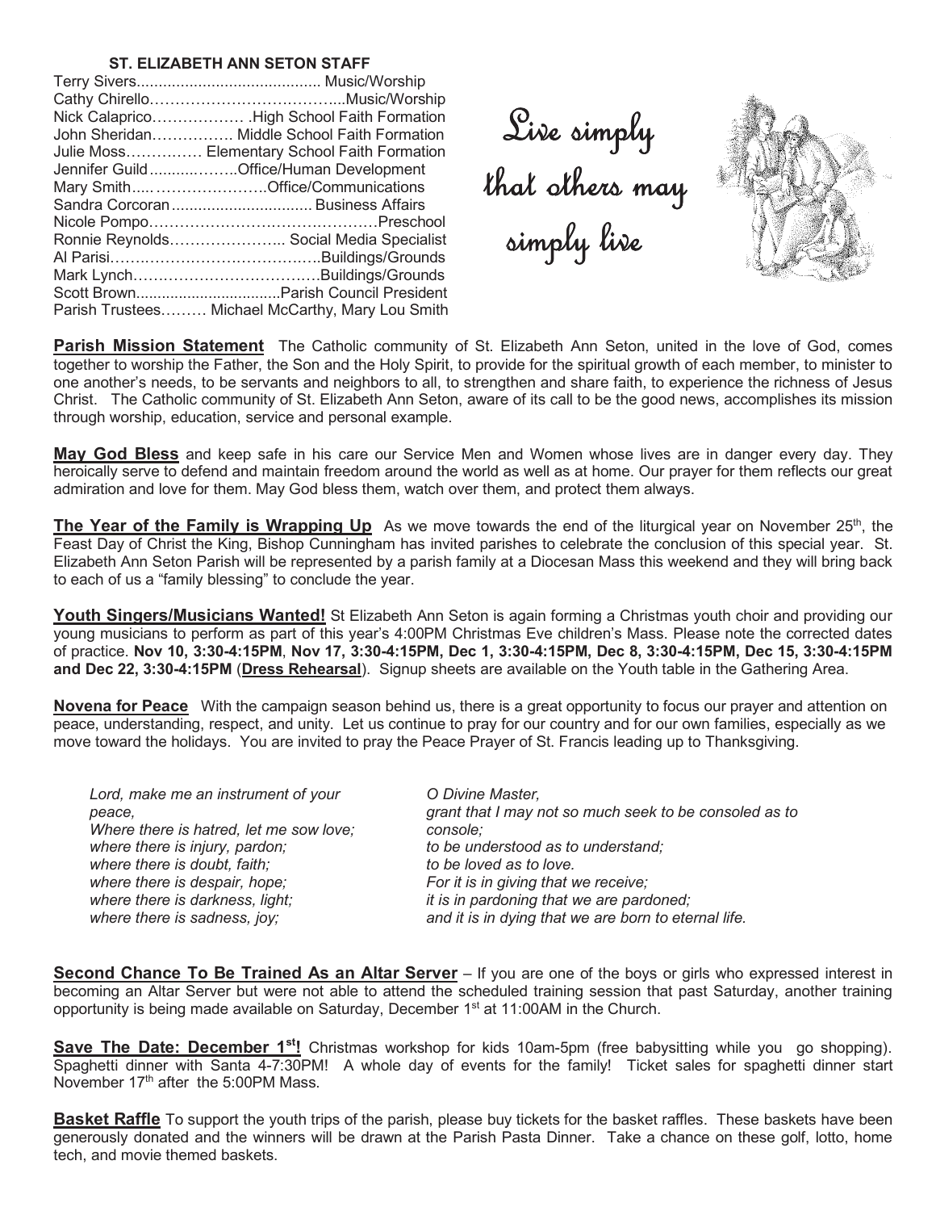**ST. ELIZABETH ANN SETON STAFF**

| Name | Role |
|---|---|
| Terry Sivers | Music/Worship |
| Cathy Chirello | Music/Worship |
| Nick Calaprico | High School Faith Formation |
| John Sheridan | Middle School Faith Formation |
| Julie Moss | Elementary School Faith Formation |
| Jennifer Guild | Office/Human Development |
| Mary Smith | Office/Communications |
| Sandra Corcoran | Business Affairs |
| Nicole Pompo | Preschool |
| Ronnie Reynolds | Social Media Specialist |
| Al Parisi | Buildings/Grounds |
| Mark Lynch | Buildings/Grounds |
| Scott Brown | Parish Council President |
| Parish Trustees | Michael McCarthy, Mary Lou Smith |

*Live simply that others may simply live*

**Parish Mission Statement** The Catholic community of St. Elizabeth Ann Seton, united in the love of God, comes together to worship the Father, the Son and the Holy Spirit, to provide for the spiritual growth of each member, to minister to one another's needs, to be servants and neighbors to all, to strengthen and share faith, to experience the richness of Jesus Christ. The Catholic community of St. Elizabeth Ann Seton, aware of its call to be the good news, accomplishes its mission through worship, education, service and personal example.

**May God Bless** and keep safe in his care our Service Men and Women whose lives are in danger every day. They heroically serve to defend and maintain freedom around the world as well as at home. Our prayer for them reflects our great admiration and love for them. May God bless them, watch over them, and protect them always.

**The Year of the Family is Wrapping Up** As we move towards the end of the liturgical year on November 25th, the Feast Day of Christ the King, Bishop Cunningham has invited parishes to celebrate the conclusion of this special year. St. Elizabeth Ann Seton Parish will be represented by a parish family at a Diocesan Mass this weekend and they will bring back to each of us a "family blessing" to conclude the year.

**Youth Singers/Musicians Wanted!** St Elizabeth Ann Seton is again forming a Christmas youth choir and providing our young musicians to perform as part of this year's 4:00PM Christmas Eve children's Mass. Please note the corrected dates of practice. **Nov 10, 3:30-4:15PM**, **Nov 17, 3:30-4:15PM, Dec 1, 3:30-4:15PM, Dec 8, 3:30-4:15PM, Dec 15, 3:30-4:15PM and Dec 22, 3:30-4:15PM** (**Dress Rehearsal**). Signup sheets are available on the Youth table in the Gathering Area.

**Novena for Peace** With the campaign season behind us, there is a great opportunity to focus our prayer and attention on peace, understanding, respect, and unity. Let us continue to pray for our country and for our own families, especially as we move toward the holidays. You are invited to pray the Peace Prayer of St. Francis leading up to Thanksgiving.

*Lord, make me an instrument of your peace,*
*Where there is hatred, let me sow love;*
*where there is injury, pardon;*
*where there is doubt, faith;*
*where there is despair, hope;*
*where there is darkness, light;*
*where there is sadness, joy;*

*O Divine Master,*
*grant that I may not so much seek to be consoled as to console;*
*to be understood as to understand;*
*to be loved as to love.*
*For it is in giving that we receive;*
*it is in pardoning that we are pardoned;*
*and it is in dying that we are born to eternal life.*

**Second Chance To Be Trained As an Altar Server** – If you are one of the boys or girls who expressed interest in becoming an Altar Server but were not able to attend the scheduled training session that past Saturday, another training opportunity is being made available on Saturday, December 1st at 11:00AM in the Church.

**Save The Date: December 1st!** Christmas workshop for kids 10am-5pm (free babysitting while you go shopping). Spaghetti dinner with Santa 4-7:30PM! A whole day of events for the family! Ticket sales for spaghetti dinner start November 17th after the 5:00PM Mass.

**Basket Raffle** To support the youth trips of the parish, please buy tickets for the basket raffles. These baskets have been generously donated and the winners will be drawn at the Parish Pasta Dinner. Take a chance on these golf, lotto, home tech, and movie themed baskets.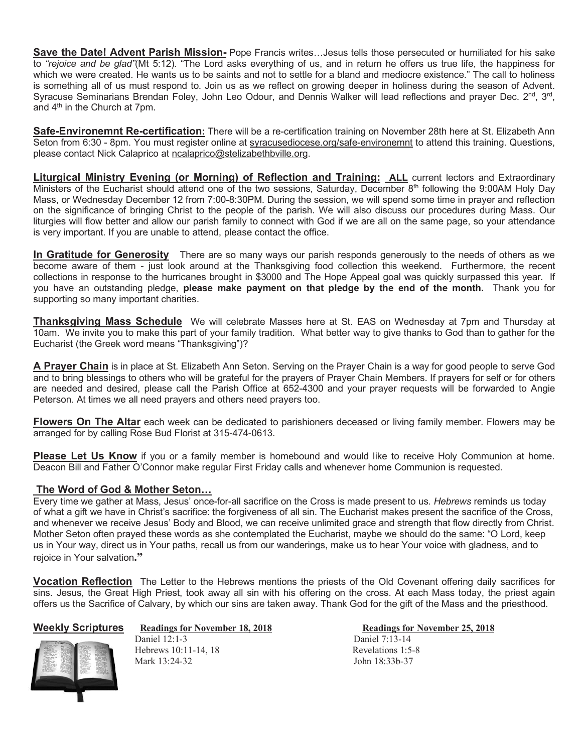**Save the Date! Advent Parish Mission-** Pope Francis writes…Jesus tells those persecuted or humiliated for his sake to *"rejoice and be glad"*(Mt 5:12). "The Lord asks everything of us, and in return he offers us true life, the happiness for which we were created. He wants us to be saints and not to settle for a bland and mediocre existence." The call to holiness is something all of us must respond to. Join us as we reflect on growing deeper in holiness during the season of Advent. Syracuse Seminarians Brendan Foley, John Leo Odour, and Dennis Walker will lead reflections and prayer Dec. 2nd, 3rd, and 4th in the Church at 7pm.

**Safe-Environemnt Re-certification:** There will be a re-certification training on November 28th here at St. Elizabeth Ann Seton from 6:30 - 8pm. You must register online at syracusediocese.org/safe-environemnt to attend this training. Questions, please contact Nick Calaprico at ncalaprico@stelizabethbville.org.

**Liturgical Ministry Evening (or Morning) of Reflection and Training: ALL** current lectors and Extraordinary Ministers of the Eucharist should attend one of the two sessions, Saturday, December 8th following the 9:00AM Holy Day Mass, or Wednesday December 12 from 7:00-8:30PM. During the session, we will spend some time in prayer and reflection on the significance of bringing Christ to the people of the parish. We will also discuss our procedures during Mass. Our liturgies will flow better and allow our parish family to connect with God if we are all on the same page, so your attendance is very important. If you are unable to attend, please contact the office.

**In Gratitude for Generosity** There are so many ways our parish responds generously to the needs of others as we become aware of them - just look around at the Thanksgiving food collection this weekend. Furthermore, the recent collections in response to the hurricanes brought in $3000 and The Hope Appeal goal was quickly surpassed this year. If you have an outstanding pledge, **please make payment on that pledge by the end of the month.** Thank you for supporting so many important charities.

**Thanksgiving Mass Schedule** We will celebrate Masses here at St. EAS on Wednesday at 7pm and Thursday at 10am. We invite you to make this part of your family tradition. What better way to give thanks to God than to gather for the Eucharist (the Greek word means "Thanksgiving")?

**A Prayer Chain** is in place at St. Elizabeth Ann Seton. Serving on the Prayer Chain is a way for good people to serve God and to bring blessings to others who will be grateful for the prayers of Prayer Chain Members. If prayers for self or for others are needed and desired, please call the Parish Office at 652-4300 and your prayer requests will be forwarded to Angie Peterson. At times we all need prayers and others need prayers too.

**Flowers On The Altar** each week can be dedicated to parishioners deceased or living family member. Flowers may be arranged for by calling Rose Bud Florist at 315-474-0613.

**Please Let Us Know** if you or a family member is homebound and would like to receive Holy Communion at home. Deacon Bill and Father O'Connor make regular First Friday calls and whenever home Communion is requested.

**The Word of God & Mother Seton…**

Every time we gather at Mass, Jesus' once-for-all sacrifice on the Cross is made present to us. *Hebrews* reminds us today of what a gift we have in Christ's sacrifice: the forgiveness of all sin. The Eucharist makes present the sacrifice of the Cross, and whenever we receive Jesus' Body and Blood, we can receive unlimited grace and strength that flow directly from Christ. Mother Seton often prayed these words as she contemplated the Eucharist, maybe we should do the same: "O Lord, keep us in Your way, direct us in Your paths, recall us from our wanderings, make us to hear Your voice with gladness, and to rejoice in Your salvation**."**

**Vocation Reflection** The Letter to the Hebrews mentions the priests of the Old Covenant offering daily sacrifices for sins. Jesus, the Great High Priest, took away all sin with his offering on the cross. At each Mass today, the priest again offers us the Sacrifice of Calvary, by which our sins are taken away. Thank God for the gift of the Mass and the priesthood.

**Weekly Scriptures**

| Readings for November 18, 2018 | Readings for November 25, 2018 |
|---|---|
| Daniel 12:1-3 | Daniel 7:13-14 |
| Hebrews 10:11-14, 18 | Revelations 1:5-8 |
| Mark 13:24-32 | John 18:33b-37 |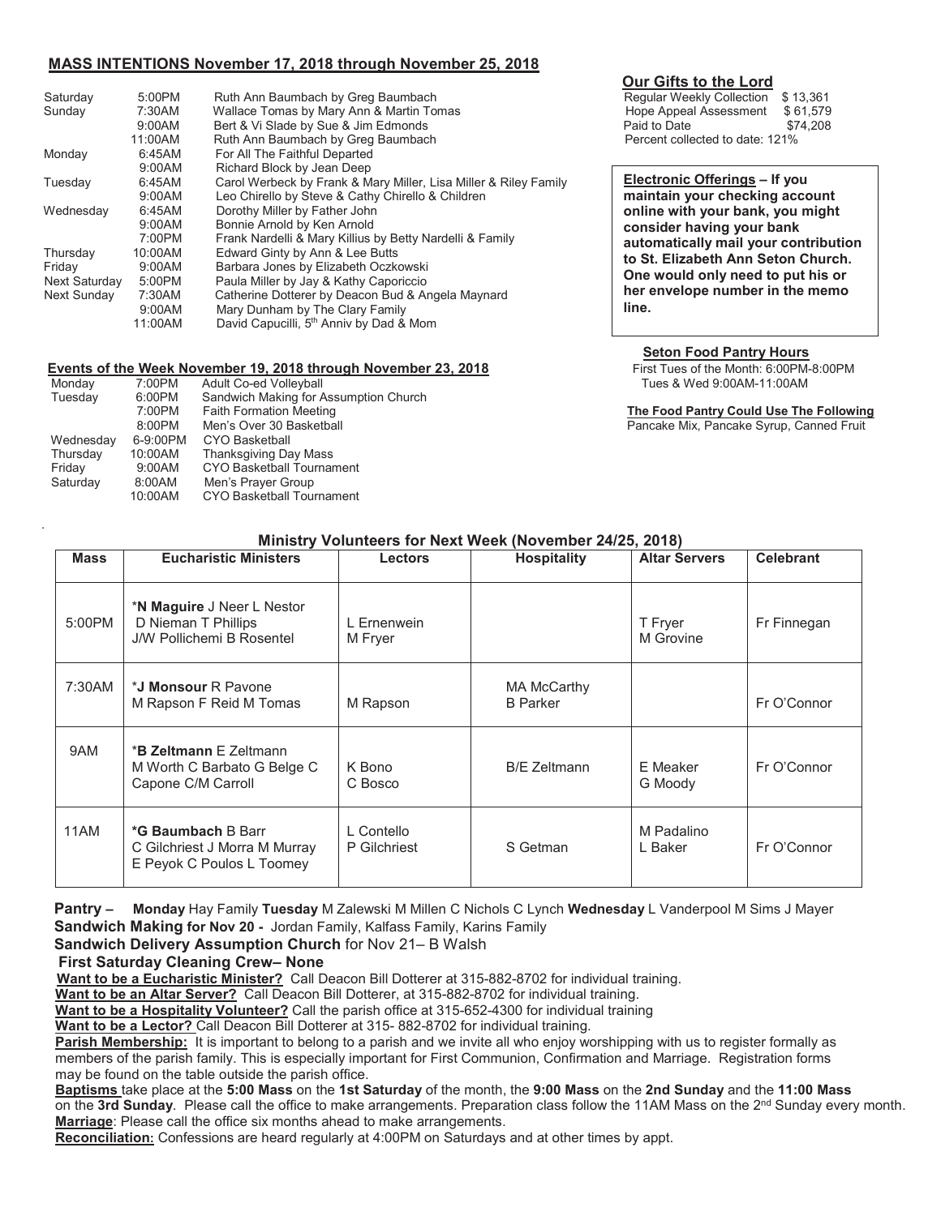## MASS INTENTIONS November 17, 2018 through November 25, 2018

| | | |
|---|---|---|
| Saturday | 5:00PM | Ruth Ann Baumbach by Greg Baumbach |
| Sunday | 7:30AM | Wallace Tomas by Mary Ann & Martin Tomas |
| | 9:00AM | Bert & Vi Slade by Sue & Jim Edmonds |
| | 11:00AM | Ruth Ann Baumbach by Greg Baumbach |
| Monday | 6:45AM | For All The Faithful Departed |
| | 9:00AM | Richard Block by Jean Deep |
| Tuesday | 6:45AM | Carol Werbeck by Frank & Mary Miller, Lisa Miller & Riley Family |
| | 9:00AM | Leo Chirello by Steve & Cathy Chirello & Children |
| Wednesday | 6:45AM | Dorothy Miller by Father John |
| | 9:00AM | Bonnie Arnold by Ken Arnold |
| | 7:00PM | Frank Nardelli & Mary Killius by Betty Nardelli & Family |
| Thursday | 10:00AM | Edward Ginty by Ann & Lee Butts |
| Friday | 9:00AM | Barbara Jones by Elizabeth Oczkowski |
| Next Saturday | 5:00PM | Paula Miller by Jay & Kathy Caporiccio |
| Next Sunday | 7:30AM | Catherine Dotterer by Deacon Bud & Angela Maynard |
| | 9:00AM | Mary Dunham by The Clary Family |
| | 11:00AM | David Capucilli, 5th Anniv by Dad & Mom |

## Our Gifts to the Lord

| | |
|---|---|
| Regular Weekly Collection | $ 13,361 |
| Hope Appeal Assessment | $ 61,579 |
| Paid to Date | $74,208 |
| Percent collected to date: 121% | |

**Electronic Offerings – If you maintain your checking account online with your bank, you might consider having your bank automatically mail your contribution to St. Elizabeth Ann Seton Church. One would only need to put his or her envelope number in the memo line.**

## Events of the Week November 19, 2018 through November 23, 2018

| | | |
|---|---|---|
| Monday | 7:00PM | Adult Co-ed Volleyball |
| Tuesday | 6:00PM | Sandwich Making for Assumption Church |
| | 7:00PM | Faith Formation Meeting |
| | 8:00PM | Men's Over 30 Basketball |
| Wednesday | 6-9:00PM | CYO Basketball |
| Thursday | 10:00AM | Thanksgiving Day Mass |
| Friday | 9:00AM | CYO Basketball Tournament |
| Saturday | 8:00AM | Men's Prayer Group |
| | 10:00AM | CYO Basketball Tournament |

## Seton Food Pantry Hours

First Tues of the Month: 6:00PM-8:00PM
Tues & Wed 9:00AM-11:00AM

**The Food Pantry Could Use The Following**
Pancake Mix, Pancake Syrup, Canned Fruit

## Ministry Volunteers for Next Week (November 24/25, 2018)

| Mass | Eucharistic Ministers | Lectors | Hospitality | Altar Servers | Celebrant |
|---|---|---|---|---|---|
| 5:00PM | *N Maguire J Neer L Nestor D Nieman T Phillips J/W Pollichemi B Rosentel | L Ernenwein M Fryer | | T Fryer M Grovine | Fr Finnegan |
| 7:30AM | *J Monsour R Pavone M Rapson F Reid M Tomas | M Rapson | MA McCarthy B Parker | | Fr O'Connor |
| 9AM | *B Zeltmann E Zeltmann M Worth C Barbato G Belge C Capone C/M Carroll | K Bono C Bosco | B/E Zeltmann | E Meaker G Moody | Fr O'Connor |
| 11AM | *G Baumbach B Barr C Gilchriest J Morra M Murray E Peyok C Poulos L Toomey | L Contello P Gilchriest | S Getman | M Padalino L Baker | Fr O'Connor |

**Pantry – Monday** Hay Family **Tuesday** M Zalewski M Millen C Nichols C Lynch **Wednesday** L Vanderpool M Sims J Mayer

**Sandwich Making for Nov 20 -** Jordan Family, Kalfass Family, Karins Family

**Sandwich Delivery Assumption Church** for Nov 21– B Walsh

**First Saturday Cleaning Crew– None**

**Want to be a Eucharistic Minister?** Call Deacon Bill Dotterer at 315-882-8702 for individual training.

**Want to be an Altar Server?** Call Deacon Bill Dotterer, at 315-882-8702 for individual training.

**Want to be a Hospitality Volunteer?** Call the parish office at 315-652-4300 for individual training

**Want to be a Lector?** Call Deacon Bill Dotterer at 315- 882-8702 for individual training.

**Parish Membership:** It is important to belong to a parish and we invite all who enjoy worshipping with us to register formally as members of the parish family. This is especially important for First Communion, Confirmation and Marriage. Registration forms may be found on the table outside the parish office.

**Baptisms** take place at the **5:00 Mass** on the **1st Saturday** of the month, the **9:00 Mass** on the **2nd Sunday** and the **11:00 Mass** on the **3rd Sunday**. Please call the office to make arrangements. Preparation class follow the 11AM Mass on the 2nd Sunday every month.

**Marriage**: Please call the office six months ahead to make arrangements.

**Reconciliation:** Confessions are heard regularly at 4:00PM on Saturdays and at other times by appt.